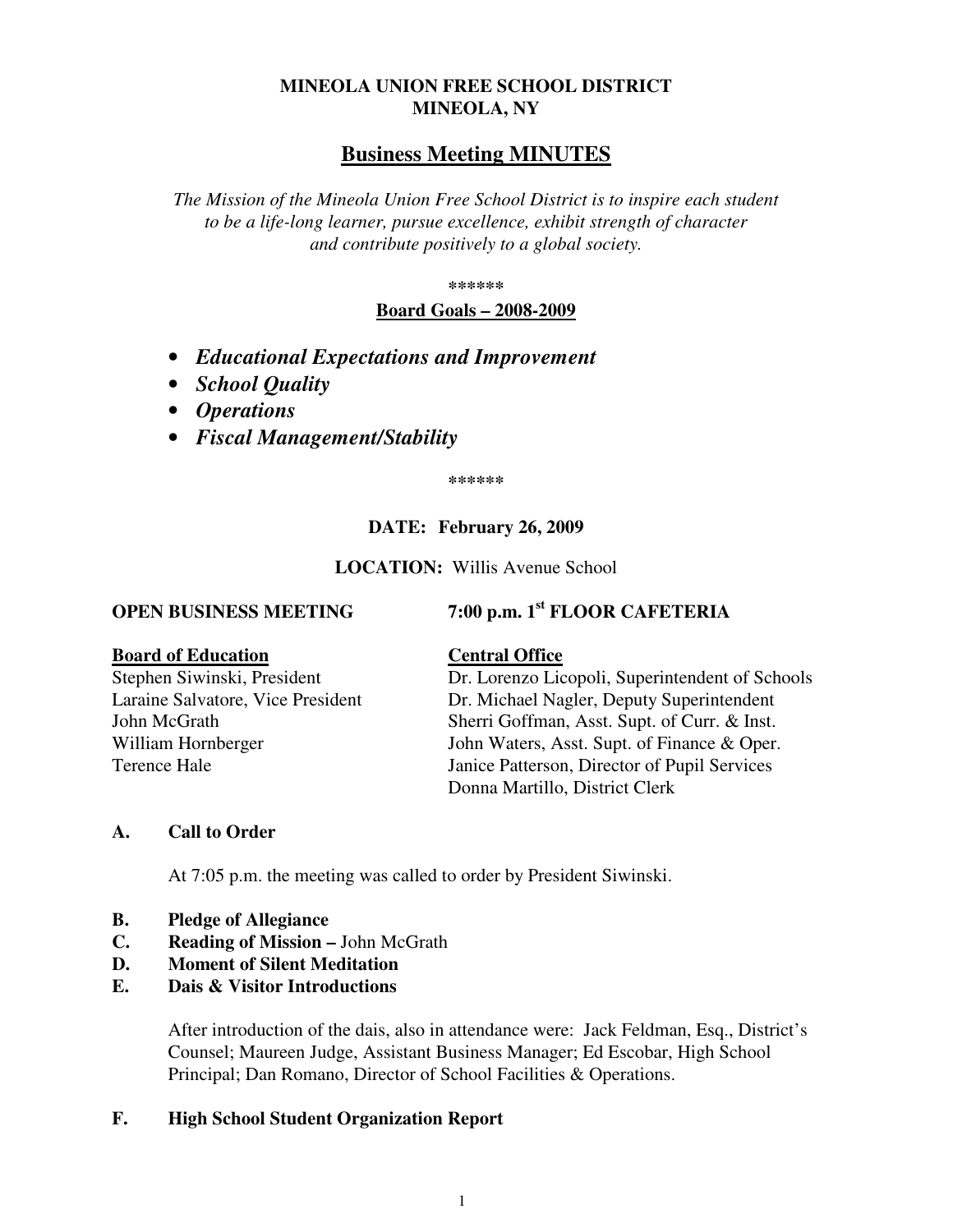**MINEOLA UNION FREE SCHOOL DISTRICT**
**MINEOLA, NY**

# Business Meeting MINUTES

*The Mission of the Mineola Union Free School District is to inspire each student to be a life-long learner, pursue excellence, exhibit strength of character and contribute positively to a global society.*

******

**Board Goals – 2008-2009**

- ***Educational Expectations and Improvement***
- ***School Quality***
- ***Operations***
- ***Fiscal Management/Stability***

******

**DATE: February 26, 2009**

**LOCATION:** Willis Avenue School

**OPEN BUSINESS MEETING** — **7:00 p.m. 1st FLOOR CAFETERIA**

**Board of Education**

Stephen Siwinski, President
Laraine Salvatore, Vice President
John McGrath
William Hornberger
Terence Hale

**Central Office**

Dr. Lorenzo Licopoli, Superintendent of Schools
Dr. Michael Nagler, Deputy Superintendent
Sherri Goffman, Asst. Supt. of Curr. & Inst.
John Waters, Asst. Supt. of Finance & Oper.
Janice Patterson, Director of Pupil Services
Donna Martillo, District Clerk

**A. Call to Order**

At 7:05 p.m. the meeting was called to order by President Siwinski.

**B. Pledge of Allegiance**

**C. Reading of Mission –** John McGrath

**D. Moment of Silent Meditation**

**E. Dais & Visitor Introductions**

After introduction of the dais, also in attendance were: Jack Feldman, Esq., District's Counsel; Maureen Judge, Assistant Business Manager; Ed Escobar, High School Principal; Dan Romano, Director of School Facilities & Operations.

**F. High School Student Organization Report**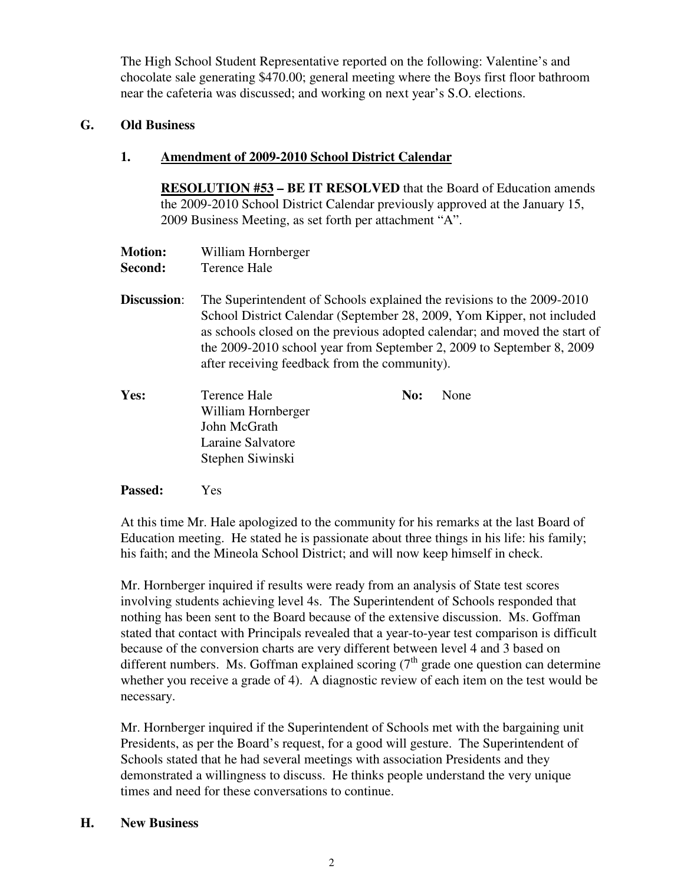The High School Student Representative reported on the following: Valentine's and chocolate sale generating $470.00; general meeting where the Boys first floor bathroom near the cafeteria was discussed; and working on next year's S.O. elections.

## G. Old Business

### 1. Amendment of 2009-2010 School District Calendar

**RESOLUTION #53 – BE IT RESOLVED** that the Board of Education amends the 2009-2010 School District Calendar previously approved at the January 15, 2009 Business Meeting, as set forth per attachment "A".

**Motion:** William Hornberger
**Second:** Terence Hale

**Discussion**: The Superintendent of Schools explained the revisions to the 2009-2010 School District Calendar (September 28, 2009, Yom Kipper, not included as schools closed on the previous adopted calendar; and moved the start of the 2009-2010 school year from September 2, 2009 to September 8, 2009 after receiving feedback from the community).

**Yes:** Terence Hale
William Hornberger
John McGrath
Laraine Salvatore
Stephen Siwinski

**No:** None

**Passed:** Yes

At this time Mr. Hale apologized to the community for his remarks at the last Board of Education meeting. He stated he is passionate about three things in his life: his family; his faith; and the Mineola School District; and will now keep himself in check.

Mr. Hornberger inquired if results were ready from an analysis of State test scores involving students achieving level 4s. The Superintendent of Schools responded that nothing has been sent to the Board because of the extensive discussion. Ms. Goffman stated that contact with Principals revealed that a year-to-year test comparison is difficult because of the conversion charts are very different between level 4 and 3 based on different numbers. Ms. Goffman explained scoring (7th grade one question can determine whether you receive a grade of 4). A diagnostic review of each item on the test would be necessary.

Mr. Hornberger inquired if the Superintendent of Schools met with the bargaining unit Presidents, as per the Board's request, for a good will gesture. The Superintendent of Schools stated that he had several meetings with association Presidents and they demonstrated a willingness to discuss. He thinks people understand the very unique times and need for these conversations to continue.

## H. New Business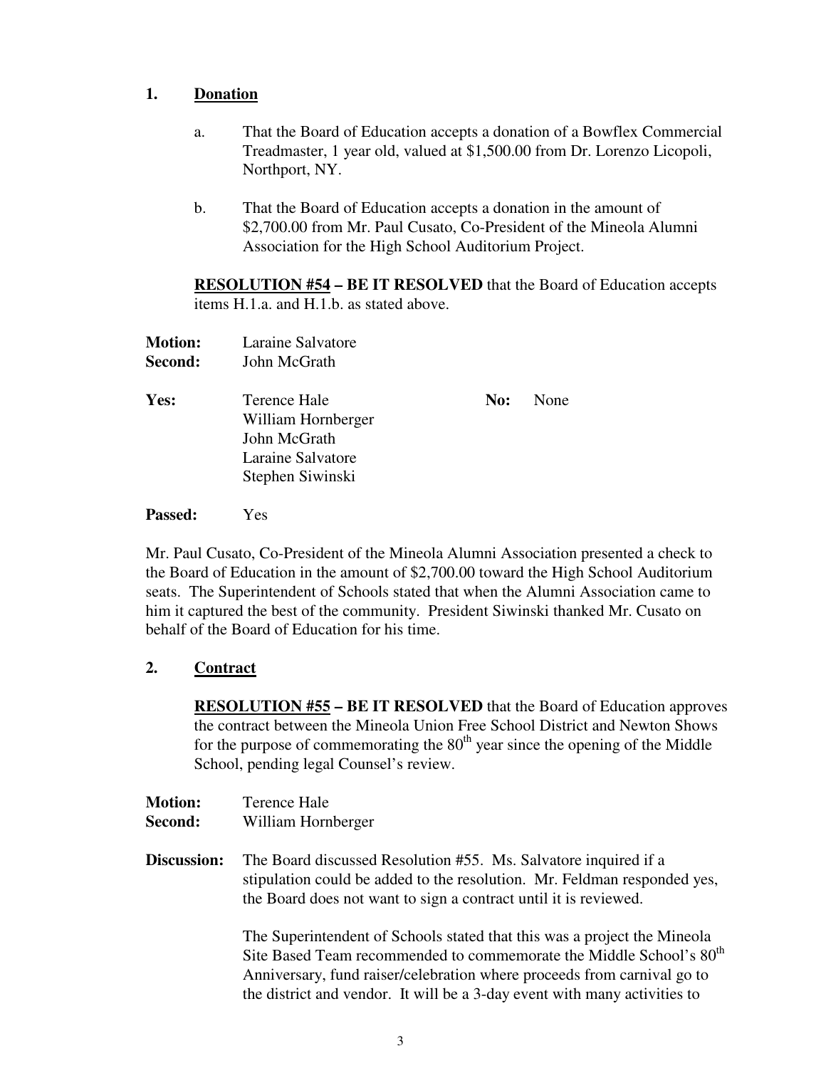**1. Donation**

a. That the Board of Education accepts a donation of a Bowflex Commercial Treadmaster, 1 year old, valued at $1,500.00 from Dr. Lorenzo Licopoli, Northport, NY.

b. That the Board of Education accepts a donation in the amount of $2,700.00 from Mr. Paul Cusato, Co-President of the Mineola Alumni Association for the High School Auditorium Project.

**RESOLUTION #54 – BE IT RESOLVED** that the Board of Education accepts items H.1.a. and H.1.b. as stated above.

**Motion:** Laraine Salvatore
**Second:** John McGrath

**Yes:** Terence Hale
William Hornberger
John McGrath
Laraine Salvatore
Stephen Siwinski

**No:** None

**Passed:** Yes

Mr. Paul Cusato, Co-President of the Mineola Alumni Association presented a check to the Board of Education in the amount of $2,700.00 toward the High School Auditorium seats. The Superintendent of Schools stated that when the Alumni Association came to him it captured the best of the community. President Siwinski thanked Mr. Cusato on behalf of the Board of Education for his time.

**2. Contract**

**RESOLUTION #55 – BE IT RESOLVED** that the Board of Education approves the contract between the Mineola Union Free School District and Newton Shows for the purpose of commemorating the 80th year since the opening of the Middle School, pending legal Counsel's review.

**Motion:** Terence Hale
**Second:** William Hornberger

**Discussion:** The Board discussed Resolution #55. Ms. Salvatore inquired if a stipulation could be added to the resolution. Mr. Feldman responded yes, the Board does not want to sign a contract until it is reviewed.

The Superintendent of Schools stated that this was a project the Mineola Site Based Team recommended to commemorate the Middle School's 80th Anniversary, fund raiser/celebration where proceeds from carnival go to the district and vendor. It will be a 3-day event with many activities to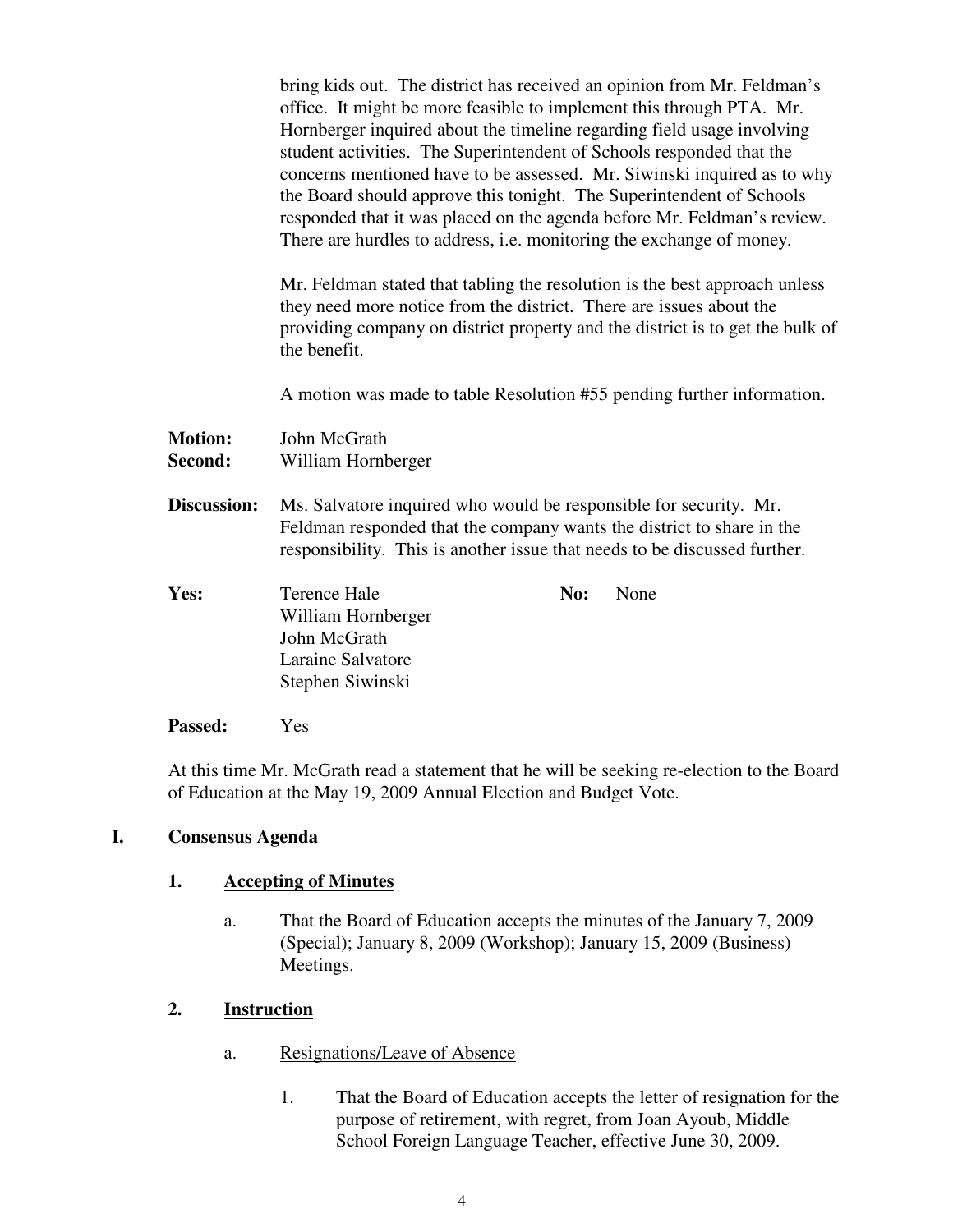bring kids out. The district has received an opinion from Mr. Feldman's office. It might be more feasible to implement this through PTA. Mr. Hornberger inquired about the timeline regarding field usage involving student activities. The Superintendent of Schools responded that the concerns mentioned have to be assessed. Mr. Siwinski inquired as to why the Board should approve this tonight. The Superintendent of Schools responded that it was placed on the agenda before Mr. Feldman's review. There are hurdles to address, i.e. monitoring the exchange of money.

Mr. Feldman stated that tabling the resolution is the best approach unless they need more notice from the district. There are issues about the providing company on district property and the district is to get the bulk of the benefit.

A motion was made to table Resolution #55 pending further information.

**Motion:** John McGrath
**Second:** William Hornberger

**Discussion:** Ms. Salvatore inquired who would be responsible for security. Mr. Feldman responded that the company wants the district to share in the responsibility. This is another issue that needs to be discussed further.

**Yes:** Terence Hale
William Hornberger
John McGrath
Laraine Salvatore
Stephen Siwinski

**No:** None

**Passed:** Yes

At this time Mr. McGrath read a statement that he will be seeking re-election to the Board of Education at the May 19, 2009 Annual Election and Budget Vote.

## I. Consensus Agenda

### 1. Accepting of Minutes

a. That the Board of Education accepts the minutes of the January 7, 2009 (Special); January 8, 2009 (Workshop); January 15, 2009 (Business) Meetings.

### 2. Instruction

a. Resignations/Leave of Absence

1. That the Board of Education accepts the letter of resignation for the purpose of retirement, with regret, from Joan Ayoub, Middle School Foreign Language Teacher, effective June 30, 2009.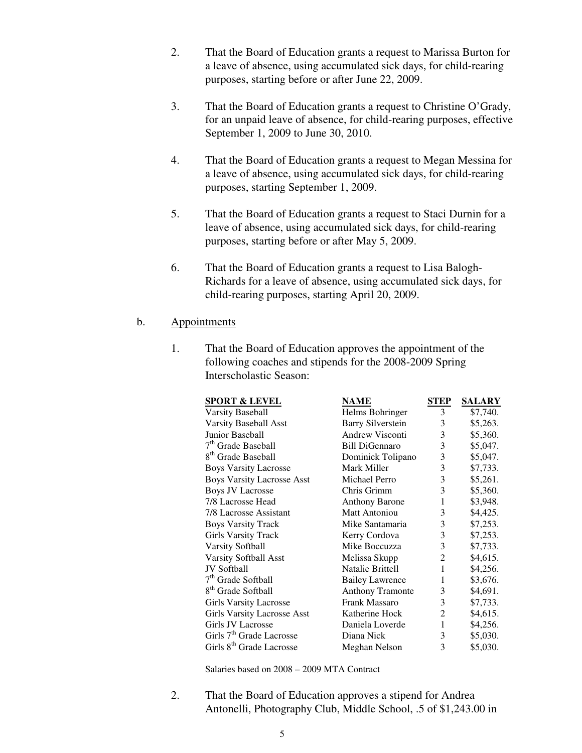2. That the Board of Education grants a request to Marissa Burton for a leave of absence, using accumulated sick days, for child-rearing purposes, starting before or after June 22, 2009.

3. That the Board of Education grants a request to Christine O'Grady, for an unpaid leave of absence, for child-rearing purposes, effective September 1, 2009 to June 30, 2010.

4. That the Board of Education grants a request to Megan Messina for a leave of absence, using accumulated sick days, for child-rearing purposes, starting September 1, 2009.

5. That the Board of Education grants a request to Staci Durnin for a leave of absence, using accumulated sick days, for child-rearing purposes, starting before or after May 5, 2009.

6. That the Board of Education grants a request to Lisa Balogh-Richards for a leave of absence, using accumulated sick days, for child-rearing purposes, starting April 20, 2009.

b. <u>Appointments</u>

1. That the Board of Education approves the appointment of the following coaches and stipends for the 2008-2009 Spring Interscholastic Season:

| SPORT & LEVEL | NAME | STEP | SALARY |
|---|---|---|---|
| Varsity Baseball | Helms Bohringer | 3 | $7,740. |
| Varsity Baseball Asst | Barry Silverstein | 3 | $5,263. |
| Junior Baseball | Andrew Visconti | 3 | $5,360. |
| 7th Grade Baseball | Bill DiGennaro | 3 | $5,047. |
| 8th Grade Baseball | Dominick Tolipano | 3 | $5,047. |
| Boys Varsity Lacrosse | Mark Miller | 3 | $7,733. |
| Boys Varsity Lacrosse Asst | Michael Perro | 3 | $5,261. |
| Boys JV Lacrosse | Chris Grimm | 3 | $5,360. |
| 7/8 Lacrosse Head | Anthony Barone | 1 | $3,948. |
| 7/8 Lacrosse Assistant | Matt Antoniou | 3 | $4,425. |
| Boys Varsity Track | Mike Santamaria | 3 | $7,253. |
| Girls Varsity Track | Kerry Cordova | 3 | $7,253. |
| Varsity Softball | Mike Boccuzza | 3 | $7,733. |
| Varsity Softball Asst | Melissa Skupp | 2 | $4,615. |
| JV Softball | Natalie Brittell | 1 | $4,256. |
| 7th Grade Softball | Bailey Lawrence | 1 | $3,676. |
| 8th Grade Softball | Anthony Tramonte | 3 | $4,691. |
| Girls Varsity Lacrosse | Frank Massaro | 3 | $7,733. |
| Girls Varsity Lacrosse Asst | Katherine Hock | 2 | $4,615. |
| Girls JV Lacrosse | Daniela Loverde | 1 | $4,256. |
| Girls 7th Grade Lacrosse | Diana Nick | 3 | $5,030. |
| Girls 8th Grade Lacrosse | Meghan Nelson | 3 | $5,030. |

Salaries based on 2008 – 2009 MTA Contract

2. That the Board of Education approves a stipend for Andrea Antonelli, Photography Club, Middle School, .5 of $1,243.00 in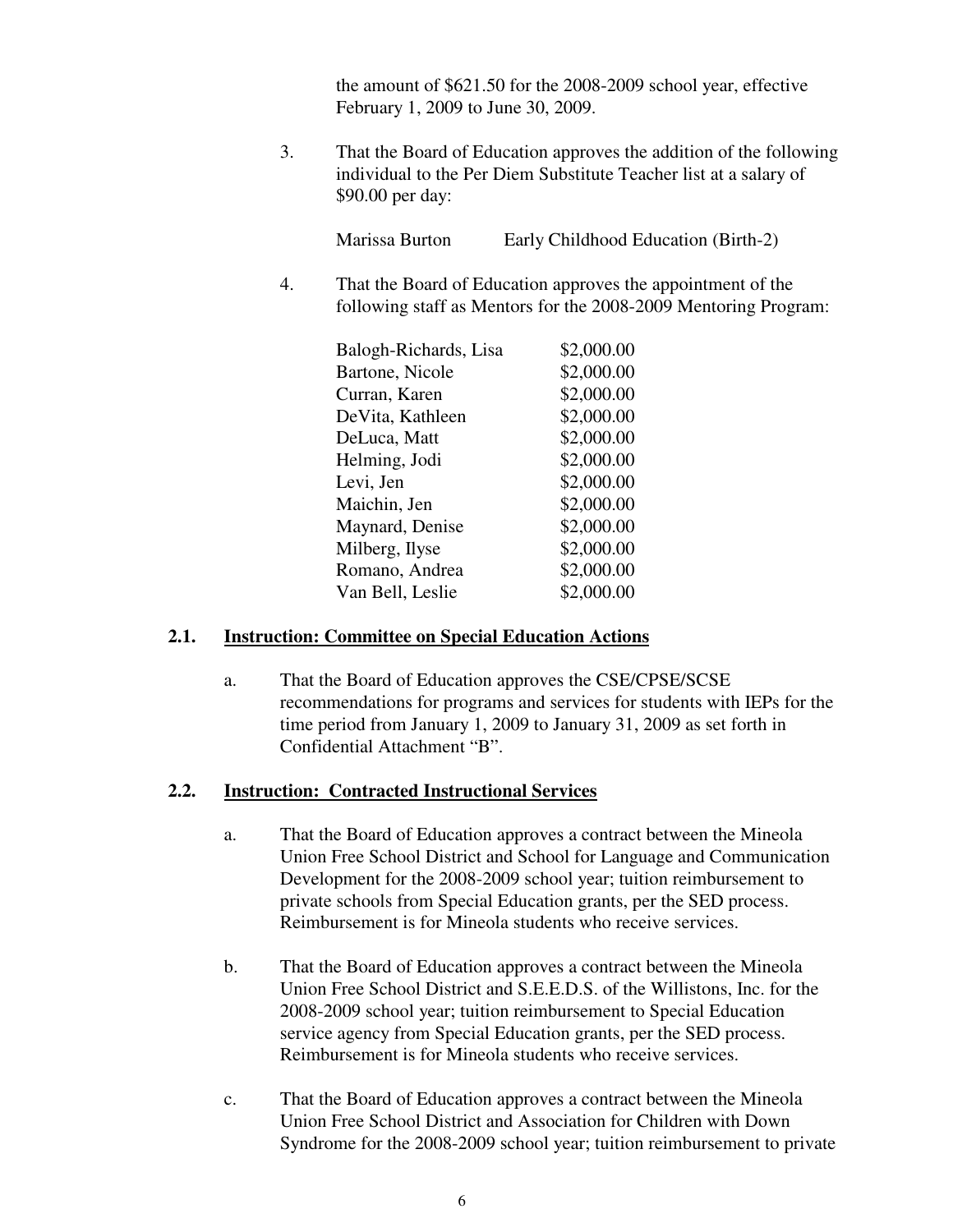the amount of $621.50 for the 2008-2009 school year, effective February 1, 2009 to June 30, 2009.

3. That the Board of Education approves the addition of the following individual to the Per Diem Substitute Teacher list at a salary of $90.00 per day:

   Marissa Burton  Early Childhood Education (Birth-2)

4. That the Board of Education approves the appointment of the following staff as Mentors for the 2008-2009 Mentoring Program:

| | |
|---|---|
| Balogh-Richards, Lisa | $2,000.00 |
| Bartone, Nicole | $2,000.00 |
| Curran, Karen | $2,000.00 |
| DeVita, Kathleen | $2,000.00 |
| DeLuca, Matt | $2,000.00 |
| Helming, Jodi | $2,000.00 |
| Levi, Jen | $2,000.00 |
| Maichin, Jen | $2,000.00 |
| Maynard, Denise | $2,000.00 |
| Milberg, Ilyse | $2,000.00 |
| Romano, Andrea | $2,000.00 |
| Van Bell, Leslie | $2,000.00 |

**2.1. Instruction: Committee on Special Education Actions**

a. That the Board of Education approves the CSE/CPSE/SCSE recommendations for programs and services for students with IEPs for the time period from January 1, 2009 to January 31, 2009 as set forth in Confidential Attachment "B".

**2.2. Instruction: Contracted Instructional Services**

a. That the Board of Education approves a contract between the Mineola Union Free School District and School for Language and Communication Development for the 2008-2009 school year; tuition reimbursement to private schools from Special Education grants, per the SED process. Reimbursement is for Mineola students who receive services.

b. That the Board of Education approves a contract between the Mineola Union Free School District and S.E.E.D.S. of the Willistons, Inc. for the 2008-2009 school year; tuition reimbursement to Special Education service agency from Special Education grants, per the SED process. Reimbursement is for Mineola students who receive services.

c. That the Board of Education approves a contract between the Mineola Union Free School District and Association for Children with Down Syndrome for the 2008-2009 school year; tuition reimbursement to private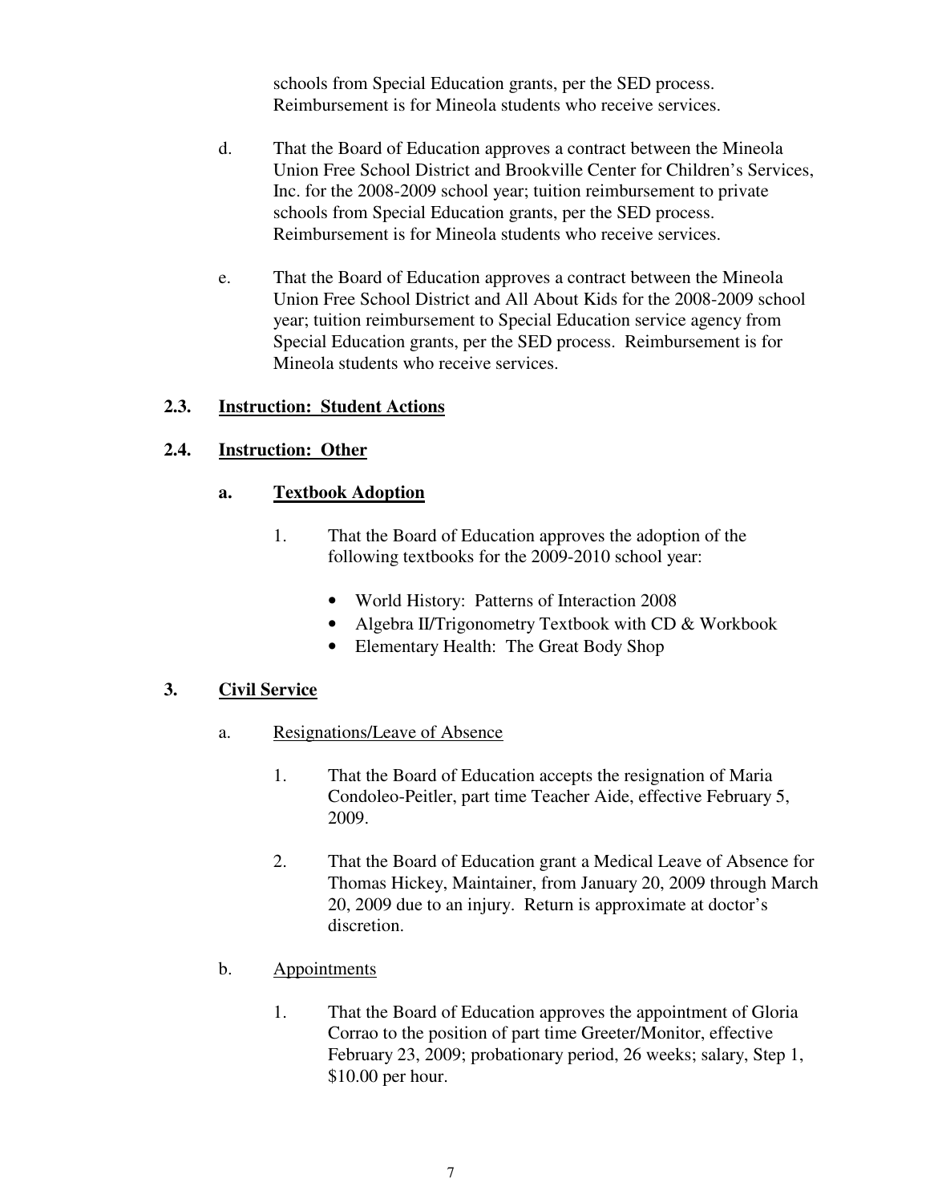schools from Special Education grants, per the SED process. Reimbursement is for Mineola students who receive services.

d. That the Board of Education approves a contract between the Mineola Union Free School District and Brookville Center for Children's Services, Inc. for the 2008-2009 school year; tuition reimbursement to private schools from Special Education grants, per the SED process. Reimbursement is for Mineola students who receive services.

e. That the Board of Education approves a contract between the Mineola Union Free School District and All About Kids for the 2008-2009 school year; tuition reimbursement to Special Education service agency from Special Education grants, per the SED process. Reimbursement is for Mineola students who receive services.

## 2.3. Instruction: Student Actions

## 2.4. Instruction: Other

### a. Textbook Adoption

1. That the Board of Education approves the adoption of the following textbooks for the 2009-2010 school year:

   - World History: Patterns of Interaction 2008
   - Algebra II/Trigonometry Textbook with CD & Workbook
   - Elementary Health: The Great Body Shop

## 3. Civil Service

a. Resignations/Leave of Absence

1. That the Board of Education accepts the resignation of Maria Condoleo-Peitler, part time Teacher Aide, effective February 5, 2009.

2. That the Board of Education grant a Medical Leave of Absence for Thomas Hickey, Maintainer, from January 20, 2009 through March 20, 2009 due to an injury. Return is approximate at doctor's discretion.

b. Appointments

1. That the Board of Education approves the appointment of Gloria Corrao to the position of part time Greeter/Monitor, effective February 23, 2009; probationary period, 26 weeks; salary, Step 1, $10.00 per hour.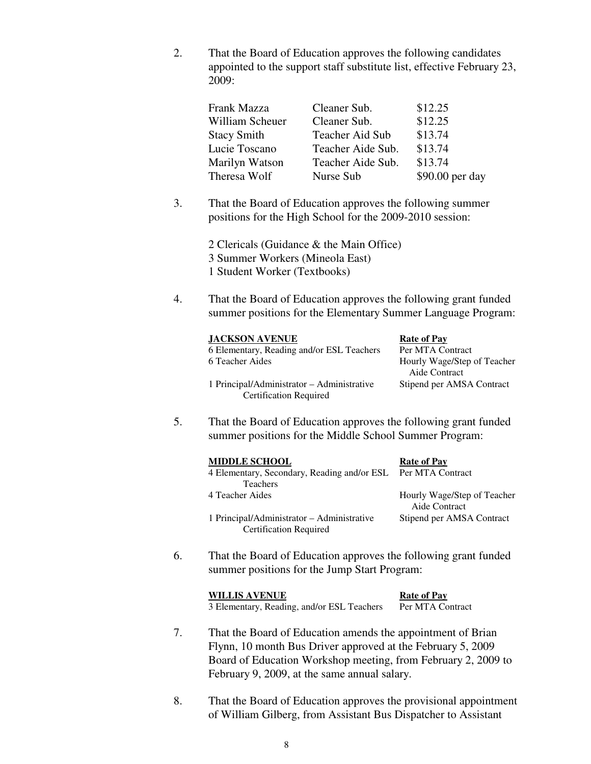2. That the Board of Education approves the following candidates appointed to the support staff substitute list, effective February 23, 2009:

| | | |
|---|---|---|
| Frank Mazza | Cleaner Sub. | $12.25 |
| William Scheuer | Cleaner Sub. | $12.25 |
| Stacy Smith | Teacher Aid Sub | $13.74 |
| Lucie Toscano | Teacher Aide Sub. | $13.74 |
| Marilyn Watson | Teacher Aide Sub. | $13.74 |
| Theresa Wolf | Nurse Sub | $90.00 per day |

3. That the Board of Education approves the following summer positions for the High School for the 2009-2010 session:

   2 Clericals (Guidance & the Main Office)
   3 Summer Workers (Mineola East)
   1 Student Worker (Textbooks)

4. That the Board of Education approves the following grant funded summer positions for the Elementary Summer Language Program:

| **JACKSON AVENUE** | **Rate of Pay** |
|---|---|
| 6 Elementary, Reading and/or ESL Teachers | Per MTA Contract |
| 6 Teacher Aides | Hourly Wage/Step of Teacher Aide Contract |
| 1 Principal/Administrator – Administrative Certification Required | Stipend per AMSA Contract |

5. That the Board of Education approves the following grant funded summer positions for the Middle School Summer Program:

| **MIDDLE SCHOOL** | **Rate of Pay** |
|---|---|
| 4 Elementary, Secondary, Reading and/or ESL Teachers | Per MTA Contract |
| 4 Teacher Aides | Hourly Wage/Step of Teacher Aide Contract |
| 1 Principal/Administrator – Administrative Certification Required | Stipend per AMSA Contract |

6. That the Board of Education approves the following grant funded summer positions for the Jump Start Program:

| **WILLIS AVENUE** | **Rate of Pay** |
|---|---|
| 3 Elementary, Reading, and/or ESL Teachers | Per MTA Contract |

7. That the Board of Education amends the appointment of Brian Flynn, 10 month Bus Driver approved at the February 5, 2009 Board of Education Workshop meeting, from February 2, 2009 to February 9, 2009, at the same annual salary.

8. That the Board of Education approves the provisional appointment of William Gilberg, from Assistant Bus Dispatcher to Assistant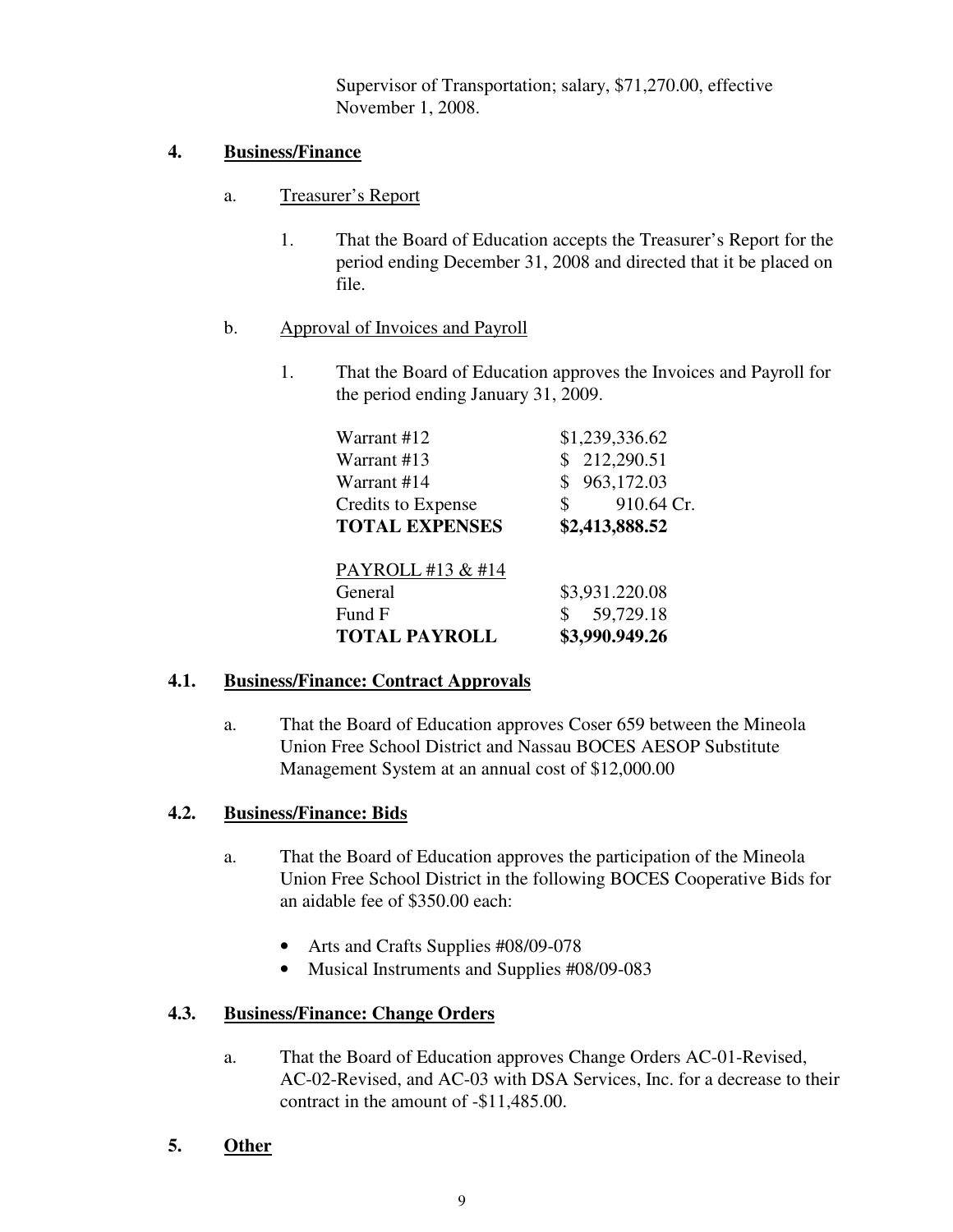Supervisor of Transportation; salary, $71,270.00, effective November 1, 2008.

**4. Business/Finance**

a. Treasurer's Report

1. That the Board of Education accepts the Treasurer's Report for the period ending December 31, 2008 and directed that it be placed on file.

b. Approval of Invoices and Payroll

1. That the Board of Education approves the Invoices and Payroll for the period ending January 31, 2009.

| | |
|---|---|
| Warrant #12 | $1,239,336.62 |
| Warrant #13 | $ 212,290.51 |
| Warrant #14 | $ 963,172.03 |
| Credits to Expense | $ 910.64 Cr. |
| **TOTAL EXPENSES** | **$2,413,888.52** |
| PAYROLL #13 & #14 | |
| General | $3,931.220.08 |
| Fund F | $ 59,729.18 |
| **TOTAL PAYROLL** | **$3,990.949.26** |

**4.1. Business/Finance: Contract Approvals**

a. That the Board of Education approves Coser 659 between the Mineola Union Free School District and Nassau BOCES AESOP Substitute Management System at an annual cost of $12,000.00

**4.2. Business/Finance: Bids**

a. That the Board of Education approves the participation of the Mineola Union Free School District in the following BOCES Cooperative Bids for an aidable fee of $350.00 each:

- Arts and Crafts Supplies #08/09-078
- Musical Instruments and Supplies #08/09-083

**4.3. Business/Finance: Change Orders**

a. That the Board of Education approves Change Orders AC-01-Revised, AC-02-Revised, and AC-03 with DSA Services, Inc. for a decrease to their contract in the amount of -$11,485.00.

**5. Other**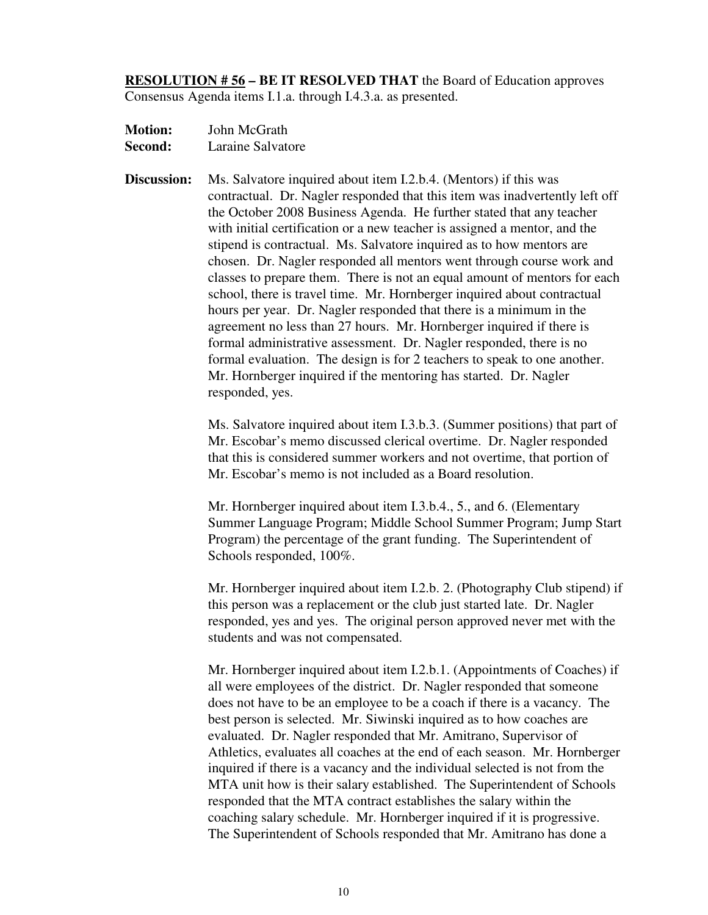**RESOLUTION # 56 – BE IT RESOLVED THAT** the Board of Education approves Consensus Agenda items I.1.a. through I.4.3.a. as presented.

**Motion:** John McGrath
**Second:** Laraine Salvatore

**Discussion:** Ms. Salvatore inquired about item I.2.b.4. (Mentors) if this was contractual. Dr. Nagler responded that this item was inadvertently left off the October 2008 Business Agenda. He further stated that any teacher with initial certification or a new teacher is assigned a mentor, and the stipend is contractual. Ms. Salvatore inquired as to how mentors are chosen. Dr. Nagler responded all mentors went through course work and classes to prepare them. There is not an equal amount of mentors for each school, there is travel time. Mr. Hornberger inquired about contractual hours per year. Dr. Nagler responded that there is a minimum in the agreement no less than 27 hours. Mr. Hornberger inquired if there is formal administrative assessment. Dr. Nagler responded, there is no formal evaluation. The design is for 2 teachers to speak to one another. Mr. Hornberger inquired if the mentoring has started. Dr. Nagler responded, yes.

Ms. Salvatore inquired about item I.3.b.3. (Summer positions) that part of Mr. Escobar's memo discussed clerical overtime. Dr. Nagler responded that this is considered summer workers and not overtime, that portion of Mr. Escobar's memo is not included as a Board resolution.

Mr. Hornberger inquired about item I.3.b.4., 5., and 6. (Elementary Summer Language Program; Middle School Summer Program; Jump Start Program) the percentage of the grant funding. The Superintendent of Schools responded, 100%.

Mr. Hornberger inquired about item I.2.b. 2. (Photography Club stipend) if this person was a replacement or the club just started late. Dr. Nagler responded, yes and yes. The original person approved never met with the students and was not compensated.

Mr. Hornberger inquired about item I.2.b.1. (Appointments of Coaches) if all were employees of the district. Dr. Nagler responded that someone does not have to be an employee to be a coach if there is a vacancy. The best person is selected. Mr. Siwinski inquired as to how coaches are evaluated. Dr. Nagler responded that Mr. Amitrano, Supervisor of Athletics, evaluates all coaches at the end of each season. Mr. Hornberger inquired if there is a vacancy and the individual selected is not from the MTA unit how is their salary established. The Superintendent of Schools responded that the MTA contract establishes the salary within the coaching salary schedule. Mr. Hornberger inquired if it is progressive. The Superintendent of Schools responded that Mr. Amitrano has done a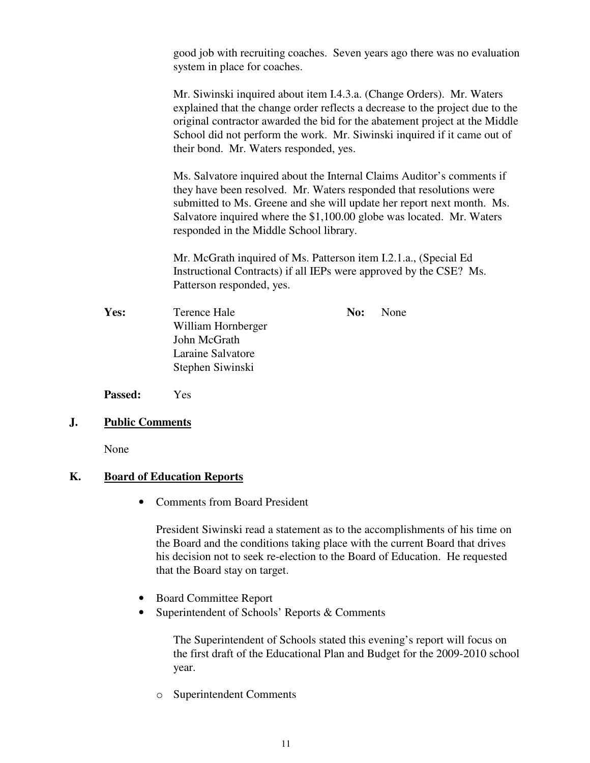good job with recruiting coaches. Seven years ago there was no evaluation system in place for coaches.

Mr. Siwinski inquired about item I.4.3.a. (Change Orders). Mr. Waters explained that the change order reflects a decrease to the project due to the original contractor awarded the bid for the abatement project at the Middle School did not perform the work. Mr. Siwinski inquired if it came out of their bond. Mr. Waters responded, yes.

Ms. Salvatore inquired about the Internal Claims Auditor's comments if they have been resolved. Mr. Waters responded that resolutions were submitted to Ms. Greene and she will update her report next month. Ms. Salvatore inquired where the $1,100.00 globe was located. Mr. Waters responded in the Middle School library.

Mr. McGrath inquired of Ms. Patterson item I.2.1.a., (Special Ed Instructional Contracts) if all IEPs were approved by the CSE? Ms. Patterson responded, yes.

| **Yes:** | Terence Hale | **No:** | None |
|---|---|---|---|
| | William Hornberger | | |
| | John McGrath | | |
| | Laraine Salvatore | | |
| | Stephen Siwinski | | |

**Passed:** Yes

## J. Public Comments

None

## K. Board of Education Reports

- Comments from Board President

  President Siwinski read a statement as to the accomplishments of his time on the Board and the conditions taking place with the current Board that drives his decision not to seek re-election to the Board of Education. He requested that the Board stay on target.

- Board Committee Report
- Superintendent of Schools' Reports & Comments

  The Superintendent of Schools stated this evening's report will focus on the first draft of the Educational Plan and Budget for the 2009-2010 school year.

  - Superintendent Comments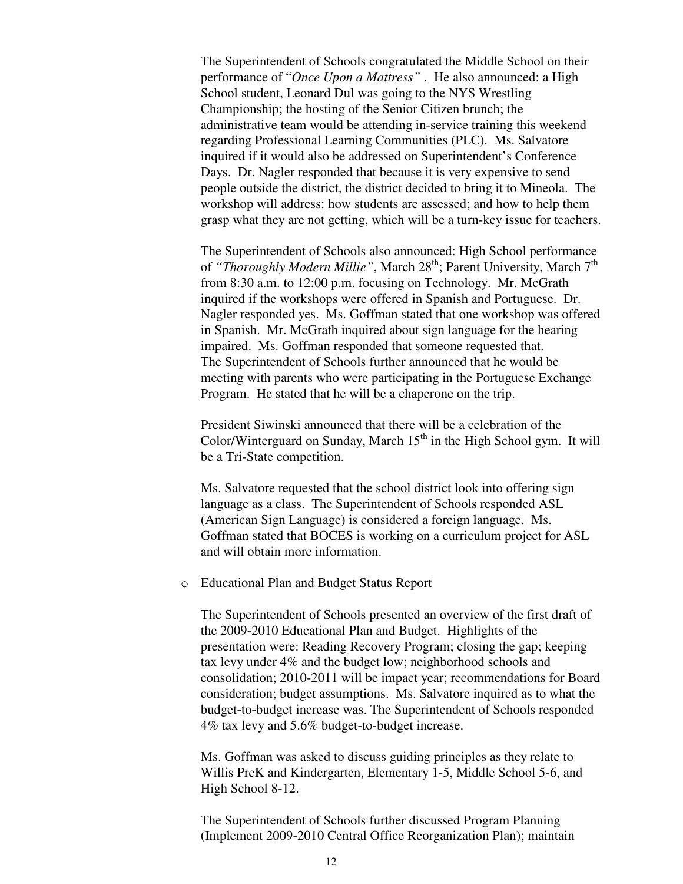The Superintendent of Schools congratulated the Middle School on their performance of "*Once Upon a Mattress"* . He also announced: a High School student, Leonard Dul was going to the NYS Wrestling Championship; the hosting of the Senior Citizen brunch; the administrative team would be attending in-service training this weekend regarding Professional Learning Communities (PLC). Ms. Salvatore inquired if it would also be addressed on Superintendent's Conference Days. Dr. Nagler responded that because it is very expensive to send people outside the district, the district decided to bring it to Mineola. The workshop will address: how students are assessed; and how to help them grasp what they are not getting, which will be a turn-key issue for teachers.

The Superintendent of Schools also announced: High School performance of *"Thoroughly Modern Millie"*, March 28th; Parent University, March 7th from 8:30 a.m. to 12:00 p.m. focusing on Technology. Mr. McGrath inquired if the workshops were offered in Spanish and Portuguese. Dr. Nagler responded yes. Ms. Goffman stated that one workshop was offered in Spanish. Mr. McGrath inquired about sign language for the hearing impaired. Ms. Goffman responded that someone requested that. The Superintendent of Schools further announced that he would be meeting with parents who were participating in the Portuguese Exchange Program. He stated that he will be a chaperone on the trip.

President Siwinski announced that there will be a celebration of the Color/Winterguard on Sunday, March 15th in the High School gym. It will be a Tri-State competition.

Ms. Salvatore requested that the school district look into offering sign language as a class. The Superintendent of Schools responded ASL (American Sign Language) is considered a foreign language. Ms. Goffman stated that BOCES is working on a curriculum project for ASL and will obtain more information.

- Educational Plan and Budget Status Report

The Superintendent of Schools presented an overview of the first draft of the 2009-2010 Educational Plan and Budget. Highlights of the presentation were: Reading Recovery Program; closing the gap; keeping tax levy under 4% and the budget low; neighborhood schools and consolidation; 2010-2011 will be impact year; recommendations for Board consideration; budget assumptions. Ms. Salvatore inquired as to what the budget-to-budget increase was. The Superintendent of Schools responded 4% tax levy and 5.6% budget-to-budget increase.

Ms. Goffman was asked to discuss guiding principles as they relate to Willis PreK and Kindergarten, Elementary 1-5, Middle School 5-6, and High School 8-12.

The Superintendent of Schools further discussed Program Planning (Implement 2009-2010 Central Office Reorganization Plan); maintain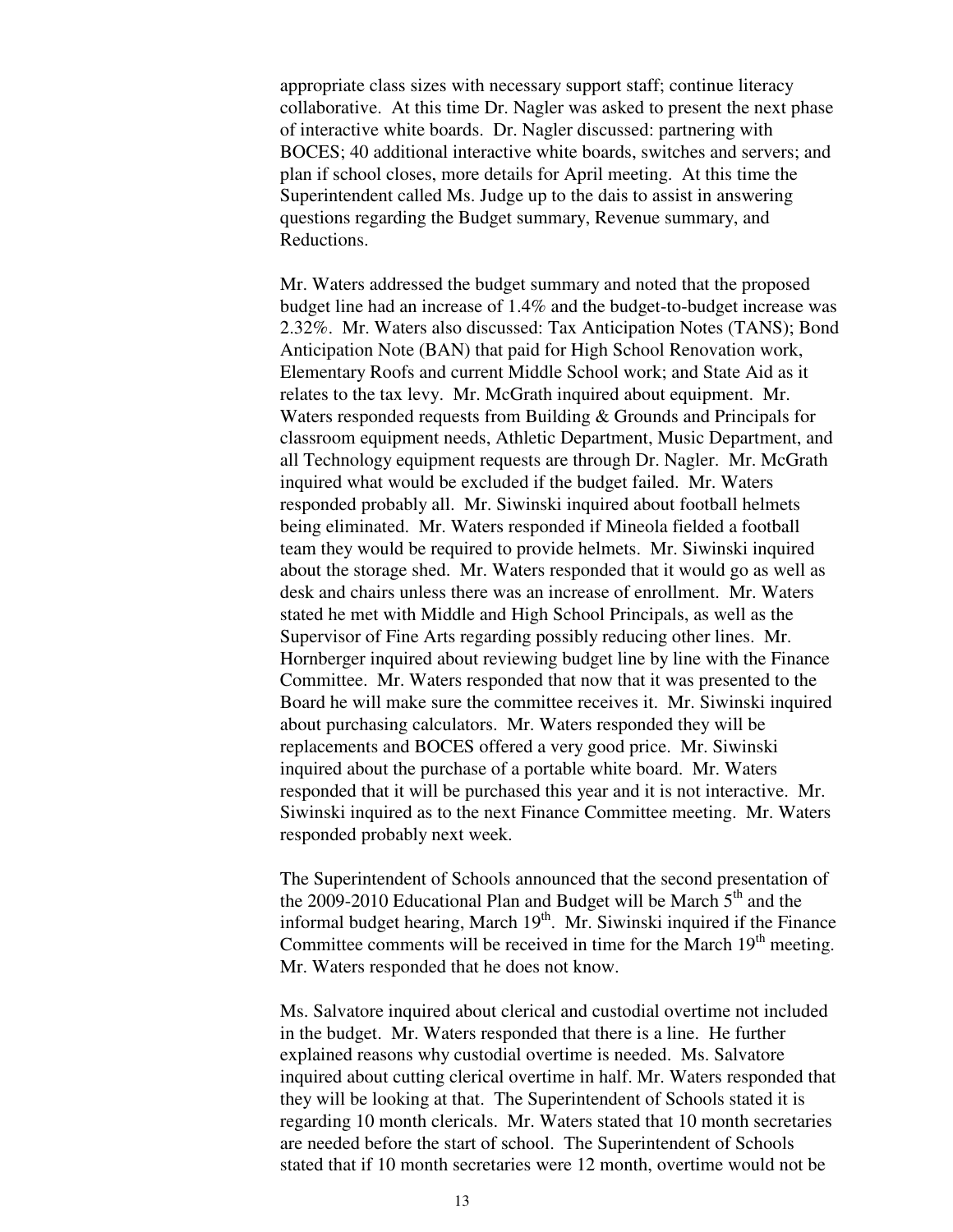appropriate class sizes with necessary support staff; continue literacy collaborative. At this time Dr. Nagler was asked to present the next phase of interactive white boards. Dr. Nagler discussed: partnering with BOCES; 40 additional interactive white boards, switches and servers; and plan if school closes, more details for April meeting. At this time the Superintendent called Ms. Judge up to the dais to assist in answering questions regarding the Budget summary, Revenue summary, and Reductions.

Mr. Waters addressed the budget summary and noted that the proposed budget line had an increase of 1.4% and the budget-to-budget increase was 2.32%. Mr. Waters also discussed: Tax Anticipation Notes (TANS); Bond Anticipation Note (BAN) that paid for High School Renovation work, Elementary Roofs and current Middle School work; and State Aid as it relates to the tax levy. Mr. McGrath inquired about equipment. Mr. Waters responded requests from Building & Grounds and Principals for classroom equipment needs, Athletic Department, Music Department, and all Technology equipment requests are through Dr. Nagler. Mr. McGrath inquired what would be excluded if the budget failed. Mr. Waters responded probably all. Mr. Siwinski inquired about football helmets being eliminated. Mr. Waters responded if Mineola fielded a football team they would be required to provide helmets. Mr. Siwinski inquired about the storage shed. Mr. Waters responded that it would go as well as desk and chairs unless there was an increase of enrollment. Mr. Waters stated he met with Middle and High School Principals, as well as the Supervisor of Fine Arts regarding possibly reducing other lines. Mr. Hornberger inquired about reviewing budget line by line with the Finance Committee. Mr. Waters responded that now that it was presented to the Board he will make sure the committee receives it. Mr. Siwinski inquired about purchasing calculators. Mr. Waters responded they will be replacements and BOCES offered a very good price. Mr. Siwinski inquired about the purchase of a portable white board. Mr. Waters responded that it will be purchased this year and it is not interactive. Mr. Siwinski inquired as to the next Finance Committee meeting. Mr. Waters responded probably next week.

The Superintendent of Schools announced that the second presentation of the 2009-2010 Educational Plan and Budget will be March 5th and the informal budget hearing, March 19th. Mr. Siwinski inquired if the Finance Committee comments will be received in time for the March 19th meeting. Mr. Waters responded that he does not know.

Ms. Salvatore inquired about clerical and custodial overtime not included in the budget. Mr. Waters responded that there is a line. He further explained reasons why custodial overtime is needed. Ms. Salvatore inquired about cutting clerical overtime in half. Mr. Waters responded that they will be looking at that. The Superintendent of Schools stated it is regarding 10 month clericals. Mr. Waters stated that 10 month secretaries are needed before the start of school. The Superintendent of Schools stated that if 10 month secretaries were 12 month, overtime would not be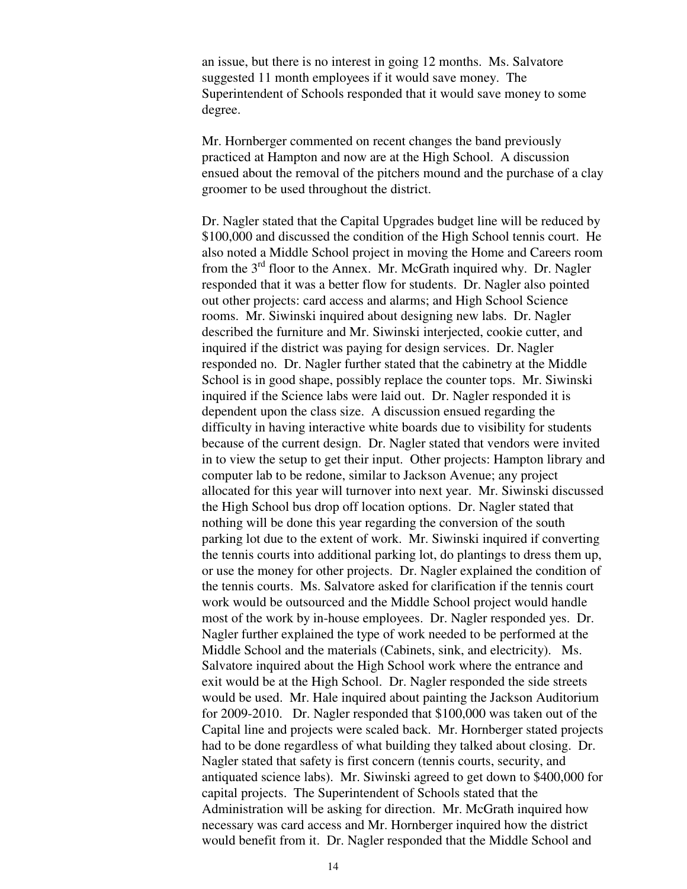an issue, but there is no interest in going 12 months. Ms. Salvatore suggested 11 month employees if it would save money. The Superintendent of Schools responded that it would save money to some degree.

Mr. Hornberger commented on recent changes the band previously practiced at Hampton and now are at the High School. A discussion ensued about the removal of the pitchers mound and the purchase of a clay groomer to be used throughout the district.

Dr. Nagler stated that the Capital Upgrades budget line will be reduced by $100,000 and discussed the condition of the High School tennis court. He also noted a Middle School project in moving the Home and Careers room from the 3rd floor to the Annex. Mr. McGrath inquired why. Dr. Nagler responded that it was a better flow for students. Dr. Nagler also pointed out other projects: card access and alarms; and High School Science rooms. Mr. Siwinski inquired about designing new labs. Dr. Nagler described the furniture and Mr. Siwinski interjected, cookie cutter, and inquired if the district was paying for design services. Dr. Nagler responded no. Dr. Nagler further stated that the cabinetry at the Middle School is in good shape, possibly replace the counter tops. Mr. Siwinski inquired if the Science labs were laid out. Dr. Nagler responded it is dependent upon the class size. A discussion ensued regarding the difficulty in having interactive white boards due to visibility for students because of the current design. Dr. Nagler stated that vendors were invited in to view the setup to get their input. Other projects: Hampton library and computer lab to be redone, similar to Jackson Avenue; any project allocated for this year will turnover into next year. Mr. Siwinski discussed the High School bus drop off location options. Dr. Nagler stated that nothing will be done this year regarding the conversion of the south parking lot due to the extent of work. Mr. Siwinski inquired if converting the tennis courts into additional parking lot, do plantings to dress them up, or use the money for other projects. Dr. Nagler explained the condition of the tennis courts. Ms. Salvatore asked for clarification if the tennis court work would be outsourced and the Middle School project would handle most of the work by in-house employees. Dr. Nagler responded yes. Dr. Nagler further explained the type of work needed to be performed at the Middle School and the materials (Cabinets, sink, and electricity). Ms. Salvatore inquired about the High School work where the entrance and exit would be at the High School. Dr. Nagler responded the side streets would be used. Mr. Hale inquired about painting the Jackson Auditorium for 2009-2010. Dr. Nagler responded that $100,000 was taken out of the Capital line and projects were scaled back. Mr. Hornberger stated projects had to be done regardless of what building they talked about closing. Dr. Nagler stated that safety is first concern (tennis courts, security, and antiquated science labs). Mr. Siwinski agreed to get down to $400,000 for capital projects. The Superintendent of Schools stated that the Administration will be asking for direction. Mr. McGrath inquired how necessary was card access and Mr. Hornberger inquired how the district would benefit from it. Dr. Nagler responded that the Middle School and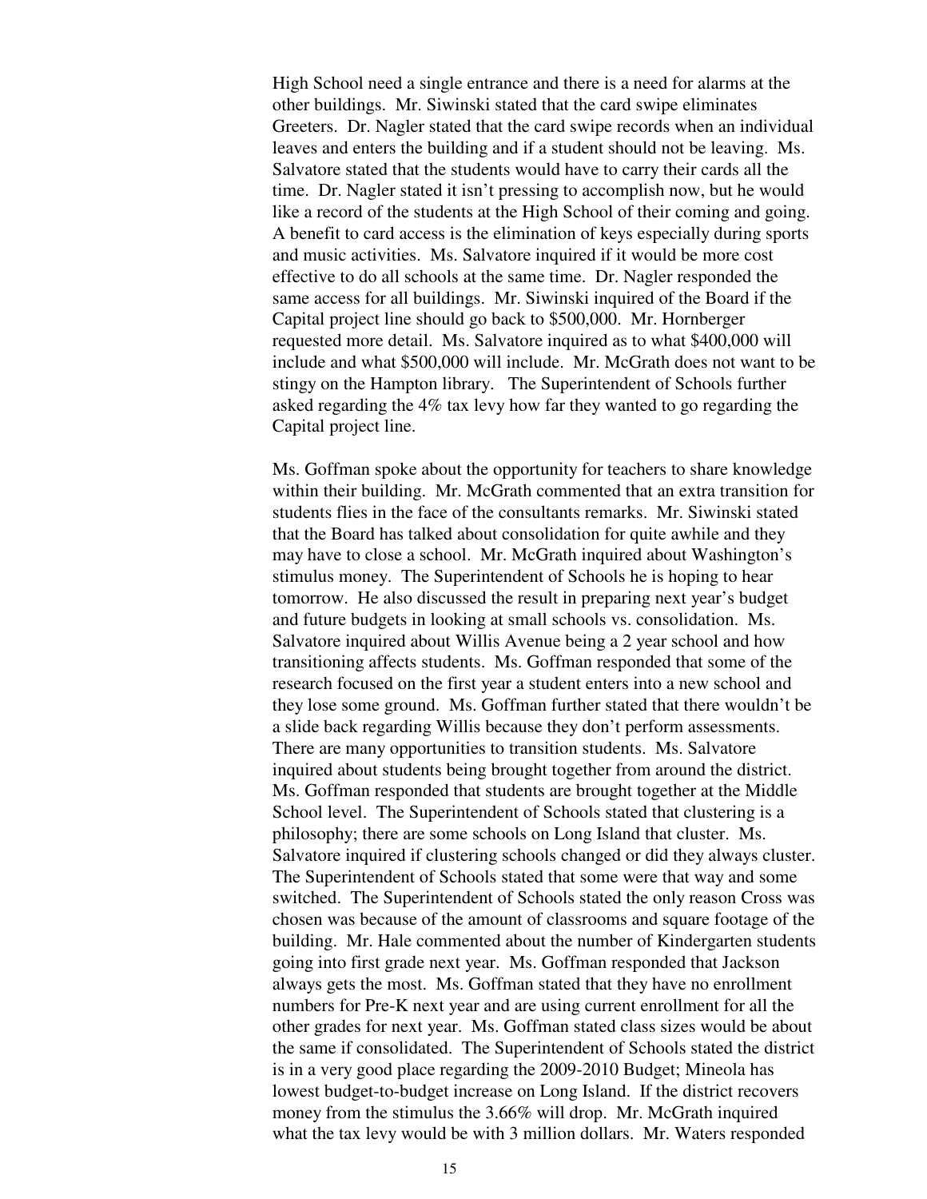High School need a single entrance and there is a need for alarms at the other buildings. Mr. Siwinski stated that the card swipe eliminates Greeters. Dr. Nagler stated that the card swipe records when an individual leaves and enters the building and if a student should not be leaving. Ms. Salvatore stated that the students would have to carry their cards all the time. Dr. Nagler stated it isn't pressing to accomplish now, but he would like a record of the students at the High School of their coming and going. A benefit to card access is the elimination of keys especially during sports and music activities. Ms. Salvatore inquired if it would be more cost effective to do all schools at the same time. Dr. Nagler responded the same access for all buildings. Mr. Siwinski inquired of the Board if the Capital project line should go back to $500,000. Mr. Hornberger requested more detail. Ms. Salvatore inquired as to what $400,000 will include and what $500,000 will include. Mr. McGrath does not want to be stingy on the Hampton library. The Superintendent of Schools further asked regarding the 4% tax levy how far they wanted to go regarding the Capital project line.

Ms. Goffman spoke about the opportunity for teachers to share knowledge within their building. Mr. McGrath commented that an extra transition for students flies in the face of the consultants remarks. Mr. Siwinski stated that the Board has talked about consolidation for quite awhile and they may have to close a school. Mr. McGrath inquired about Washington's stimulus money. The Superintendent of Schools he is hoping to hear tomorrow. He also discussed the result in preparing next year's budget and future budgets in looking at small schools vs. consolidation. Ms. Salvatore inquired about Willis Avenue being a 2 year school and how transitioning affects students. Ms. Goffman responded that some of the research focused on the first year a student enters into a new school and they lose some ground. Ms. Goffman further stated that there wouldn't be a slide back regarding Willis because they don't perform assessments. There are many opportunities to transition students. Ms. Salvatore inquired about students being brought together from around the district. Ms. Goffman responded that students are brought together at the Middle School level. The Superintendent of Schools stated that clustering is a philosophy; there are some schools on Long Island that cluster. Ms. Salvatore inquired if clustering schools changed or did they always cluster. The Superintendent of Schools stated that some were that way and some switched. The Superintendent of Schools stated the only reason Cross was chosen was because of the amount of classrooms and square footage of the building. Mr. Hale commented about the number of Kindergarten students going into first grade next year. Ms. Goffman responded that Jackson always gets the most. Ms. Goffman stated that they have no enrollment numbers for Pre-K next year and are using current enrollment for all the other grades for next year. Ms. Goffman stated class sizes would be about the same if consolidated. The Superintendent of Schools stated the district is in a very good place regarding the 2009-2010 Budget; Mineola has lowest budget-to-budget increase on Long Island. If the district recovers money from the stimulus the 3.66% will drop. Mr. McGrath inquired what the tax levy would be with 3 million dollars. Mr. Waters responded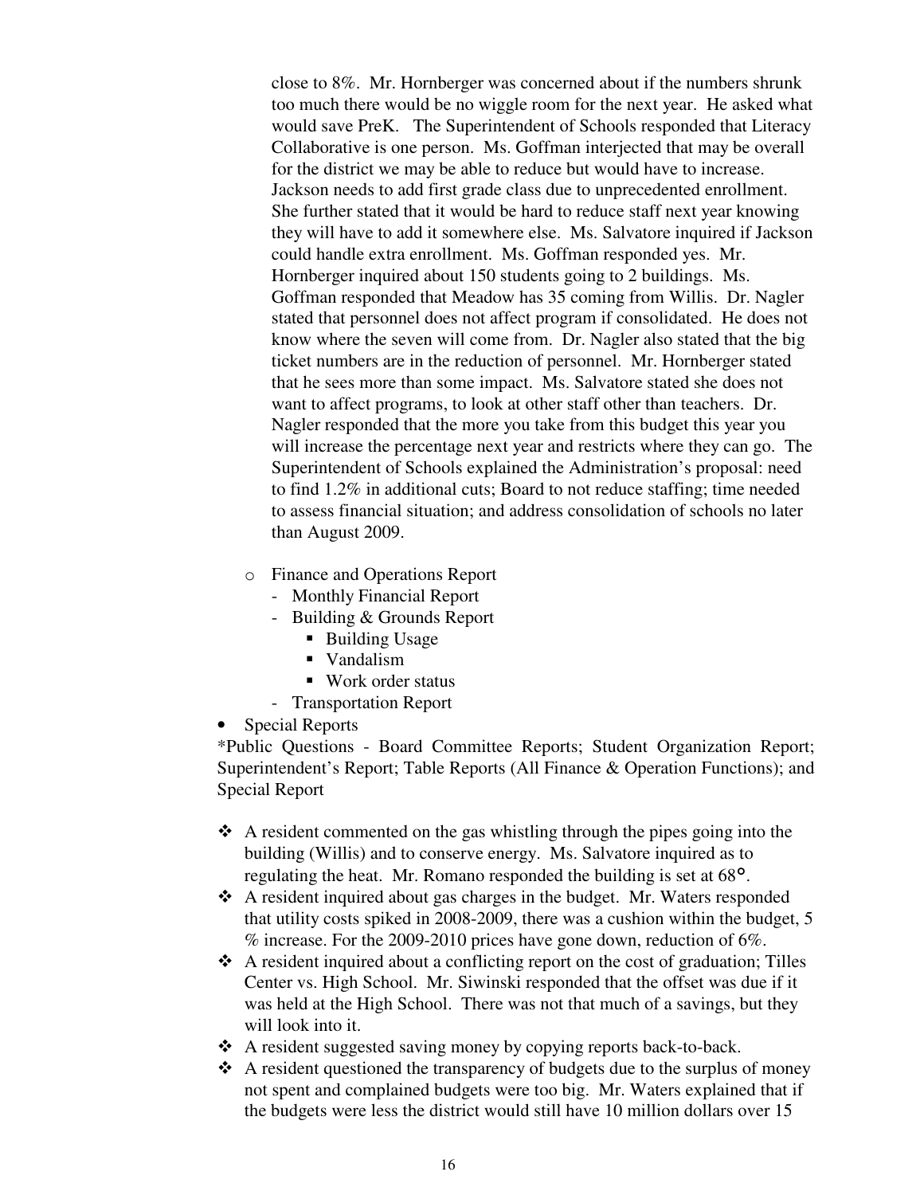close to 8%. Mr. Hornberger was concerned about if the numbers shrunk too much there would be no wiggle room for the next year. He asked what would save PreK. The Superintendent of Schools responded that Literacy Collaborative is one person. Ms. Goffman interjected that may be overall for the district we may be able to reduce but would have to increase. Jackson needs to add first grade class due to unprecedented enrollment. She further stated that it would be hard to reduce staff next year knowing they will have to add it somewhere else. Ms. Salvatore inquired if Jackson could handle extra enrollment. Ms. Goffman responded yes. Mr. Hornberger inquired about 150 students going to 2 buildings. Ms. Goffman responded that Meadow has 35 coming from Willis. Dr. Nagler stated that personnel does not affect program if consolidated. He does not know where the seven will come from. Dr. Nagler also stated that the big ticket numbers are in the reduction of personnel. Mr. Hornberger stated that he sees more than some impact. Ms. Salvatore stated she does not want to affect programs, to look at other staff other than teachers. Dr. Nagler responded that the more you take from this budget this year you will increase the percentage next year and restricts where they can go. The Superintendent of Schools explained the Administration's proposal: need to find 1.2% in additional cuts; Board to not reduce staffing; time needed to assess financial situation; and address consolidation of schools no later than August 2009.

- Finance and Operations Report
  - Monthly Financial Report
  - Building & Grounds Report
    - Building Usage
    - Vandalism
    - Work order status
  - Transportation Report

- Special Reports

*Public Questions - Board Committee Reports; Student Organization Report; Superintendent's Report; Table Reports (All Finance & Operation Functions); and Special Report

- A resident commented on the gas whistling through the pipes going into the building (Willis) and to conserve energy. Ms. Salvatore inquired as to regulating the heat. Mr. Romano responded the building is set at 68°.
- A resident inquired about gas charges in the budget. Mr. Waters responded that utility costs spiked in 2008-2009, there was a cushion within the budget, 5 % increase. For the 2009-2010 prices have gone down, reduction of 6%.
- A resident inquired about a conflicting report on the cost of graduation; Tilles Center vs. High School. Mr. Siwinski responded that the offset was due if it was held at the High School. There was not that much of a savings, but they will look into it.
- A resident suggested saving money by copying reports back-to-back.
- A resident questioned the transparency of budgets due to the surplus of money not spent and complained budgets were too big. Mr. Waters explained that if the budgets were less the district would still have 10 million dollars over 15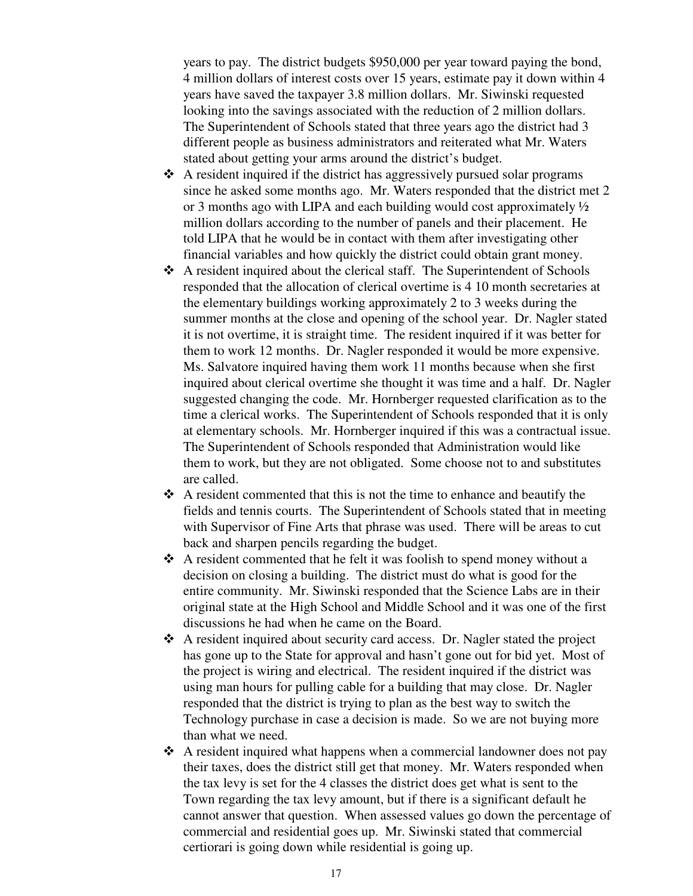years to pay. The district budgets $950,000 per year toward paying the bond, 4 million dollars of interest costs over 15 years, estimate pay it down within 4 years have saved the taxpayer 3.8 million dollars. Mr. Siwinski requested looking into the savings associated with the reduction of 2 million dollars. The Superintendent of Schools stated that three years ago the district had 3 different people as business administrators and reiterated what Mr. Waters stated about getting your arms around the district's budget.

- A resident inquired if the district has aggressively pursued solar programs since he asked some months ago. Mr. Waters responded that the district met 2 or 3 months ago with LIPA and each building would cost approximately ½ million dollars according to the number of panels and their placement. He told LIPA that he would be in contact with them after investigating other financial variables and how quickly the district could obtain grant money.
- A resident inquired about the clerical staff. The Superintendent of Schools responded that the allocation of clerical overtime is 4 10 month secretaries at the elementary buildings working approximately 2 to 3 weeks during the summer months at the close and opening of the school year. Dr. Nagler stated it is not overtime, it is straight time. The resident inquired if it was better for them to work 12 months. Dr. Nagler responded it would be more expensive. Ms. Salvatore inquired having them work 11 months because when she first inquired about clerical overtime she thought it was time and a half. Dr. Nagler suggested changing the code. Mr. Hornberger requested clarification as to the time a clerical works. The Superintendent of Schools responded that it is only at elementary schools. Mr. Hornberger inquired if this was a contractual issue. The Superintendent of Schools responded that Administration would like them to work, but they are not obligated. Some choose not to and substitutes are called.
- A resident commented that this is not the time to enhance and beautify the fields and tennis courts. The Superintendent of Schools stated that in meeting with Supervisor of Fine Arts that phrase was used. There will be areas to cut back and sharpen pencils regarding the budget.
- A resident commented that he felt it was foolish to spend money without a decision on closing a building. The district must do what is good for the entire community. Mr. Siwinski responded that the Science Labs are in their original state at the High School and Middle School and it was one of the first discussions he had when he came on the Board.
- A resident inquired about security card access. Dr. Nagler stated the project has gone up to the State for approval and hasn't gone out for bid yet. Most of the project is wiring and electrical. The resident inquired if the district was using man hours for pulling cable for a building that may close. Dr. Nagler responded that the district is trying to plan as the best way to switch the Technology purchase in case a decision is made. So we are not buying more than what we need.
- A resident inquired what happens when a commercial landowner does not pay their taxes, does the district still get that money. Mr. Waters responded when the tax levy is set for the 4 classes the district does get what is sent to the Town regarding the tax levy amount, but if there is a significant default he cannot answer that question. When assessed values go down the percentage of commercial and residential goes up. Mr. Siwinski stated that commercial certiorari is going down while residential is going up.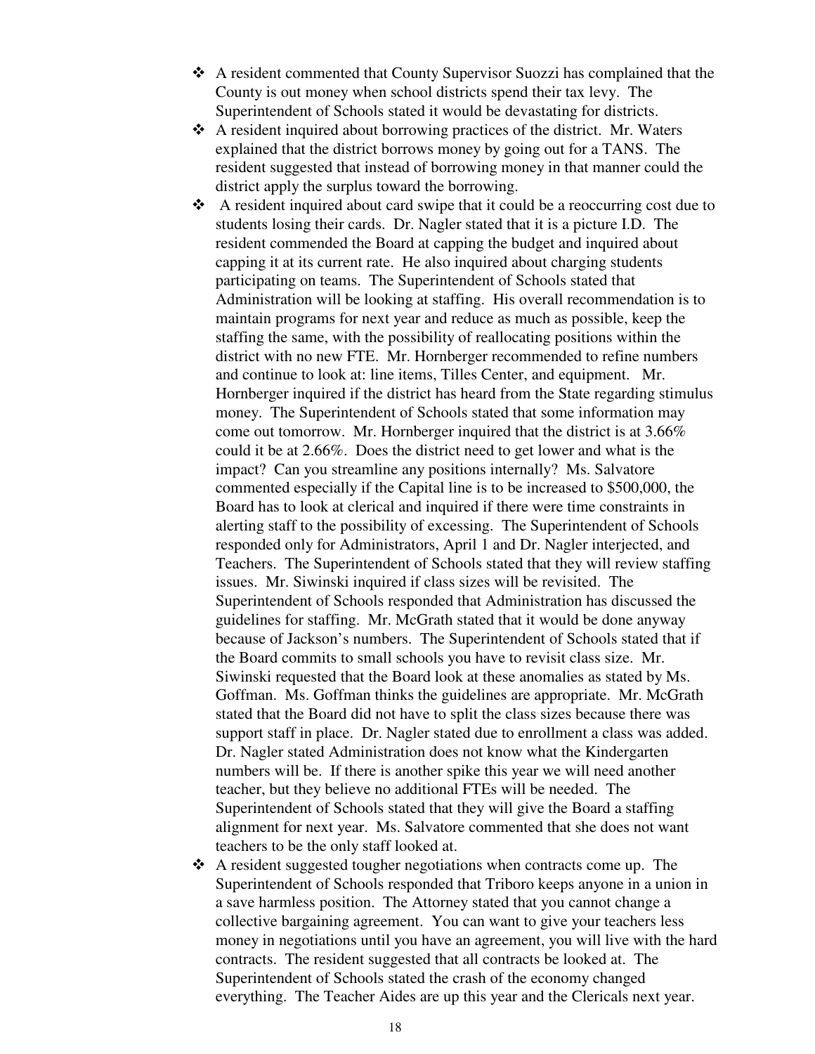- A resident commented that County Supervisor Suozzi has complained that the County is out money when school districts spend their tax levy. The Superintendent of Schools stated it would be devastating for districts.
- A resident inquired about borrowing practices of the district. Mr. Waters explained that the district borrows money by going out for a TANS. The resident suggested that instead of borrowing money in that manner could the district apply the surplus toward the borrowing.
- A resident inquired about card swipe that it could be a reoccurring cost due to students losing their cards. Dr. Nagler stated that it is a picture I.D. The resident commended the Board at capping the budget and inquired about capping it at its current rate. He also inquired about charging students participating on teams. The Superintendent of Schools stated that Administration will be looking at staffing. His overall recommendation is to maintain programs for next year and reduce as much as possible, keep the staffing the same, with the possibility of reallocating positions within the district with no new FTE. Mr. Hornberger recommended to refine numbers and continue to look at: line items, Tilles Center, and equipment. Mr. Hornberger inquired if the district has heard from the State regarding stimulus money. The Superintendent of Schools stated that some information may come out tomorrow. Mr. Hornberger inquired that the district is at 3.66% could it be at 2.66%. Does the district need to get lower and what is the impact? Can you streamline any positions internally? Ms. Salvatore commented especially if the Capital line is to be increased to $500,000, the Board has to look at clerical and inquired if there were time constraints in alerting staff to the possibility of excessing. The Superintendent of Schools responded only for Administrators, April 1 and Dr. Nagler interjected, and Teachers. The Superintendent of Schools stated that they will review staffing issues. Mr. Siwinski inquired if class sizes will be revisited. The Superintendent of Schools responded that Administration has discussed the guidelines for staffing. Mr. McGrath stated that it would be done anyway because of Jackson's numbers. The Superintendent of Schools stated that if the Board commits to small schools you have to revisit class size. Mr. Siwinski requested that the Board look at these anomalies as stated by Ms. Goffman. Ms. Goffman thinks the guidelines are appropriate. Mr. McGrath stated that the Board did not have to split the class sizes because there was support staff in place. Dr. Nagler stated due to enrollment a class was added. Dr. Nagler stated Administration does not know what the Kindergarten numbers will be. If there is another spike this year we will need another teacher, but they believe no additional FTEs will be needed. The Superintendent of Schools stated that they will give the Board a staffing alignment for next year. Ms. Salvatore commented that she does not want teachers to be the only staff looked at.
- A resident suggested tougher negotiations when contracts come up. The Superintendent of Schools responded that Triboro keeps anyone in a union in a save harmless position. The Attorney stated that you cannot change a collective bargaining agreement. You can want to give your teachers less money in negotiations until you have an agreement, you will live with the hard contracts. The resident suggested that all contracts be looked at. The Superintendent of Schools stated the crash of the economy changed everything. The Teacher Aides are up this year and the Clericals next year.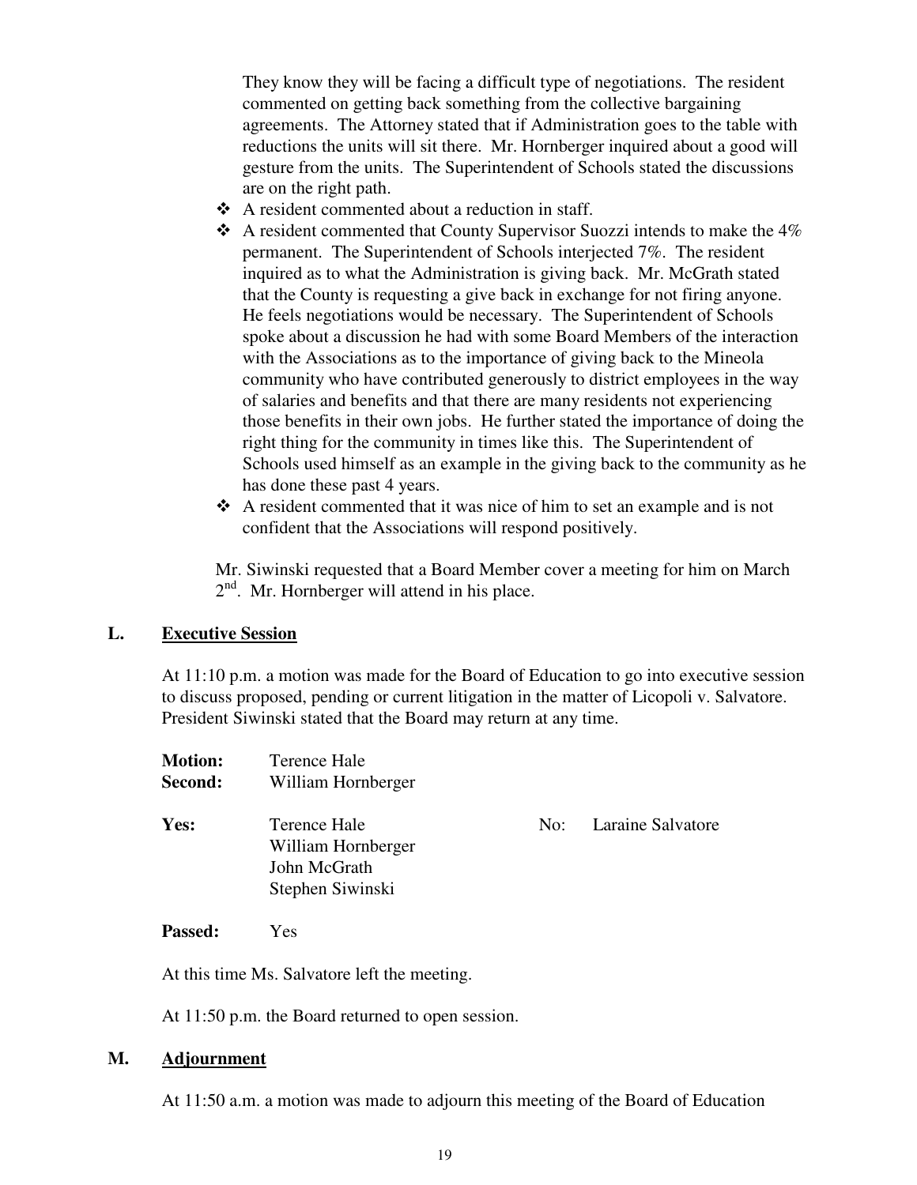They know they will be facing a difficult type of negotiations. The resident commented on getting back something from the collective bargaining agreements. The Attorney stated that if Administration goes to the table with reductions the units will sit there. Mr. Hornberger inquired about a good will gesture from the units. The Superintendent of Schools stated the discussions are on the right path.

- A resident commented about a reduction in staff.
- A resident commented that County Supervisor Suozzi intends to make the 4% permanent. The Superintendent of Schools interjected 7%. The resident inquired as to what the Administration is giving back. Mr. McGrath stated that the County is requesting a give back in exchange for not firing anyone. He feels negotiations would be necessary. The Superintendent of Schools spoke about a discussion he had with some Board Members of the interaction with the Associations as to the importance of giving back to the Mineola community who have contributed generously to district employees in the way of salaries and benefits and that there are many residents not experiencing those benefits in their own jobs. He further stated the importance of doing the right thing for the community in times like this. The Superintendent of Schools used himself as an example in the giving back to the community as he has done these past 4 years.
- A resident commented that it was nice of him to set an example and is not confident that the Associations will respond positively.

Mr. Siwinski requested that a Board Member cover a meeting for him on March 2nd. Mr. Hornberger will attend in his place.

## L. Executive Session

At 11:10 p.m. a motion was made for the Board of Education to go into executive session to discuss proposed, pending or current litigation in the matter of Licopoli v. Salvatore. President Siwinski stated that the Board may return at any time.

**Motion:** Terence Hale
**Second:** William Hornberger

**Yes:** Terence Hale
William Hornberger
John McGrath
Stephen Siwinski

No: Laraine Salvatore

**Passed:** Yes

At this time Ms. Salvatore left the meeting.

At 11:50 p.m. the Board returned to open session.

## M. Adjournment

At 11:50 a.m. a motion was made to adjourn this meeting of the Board of Education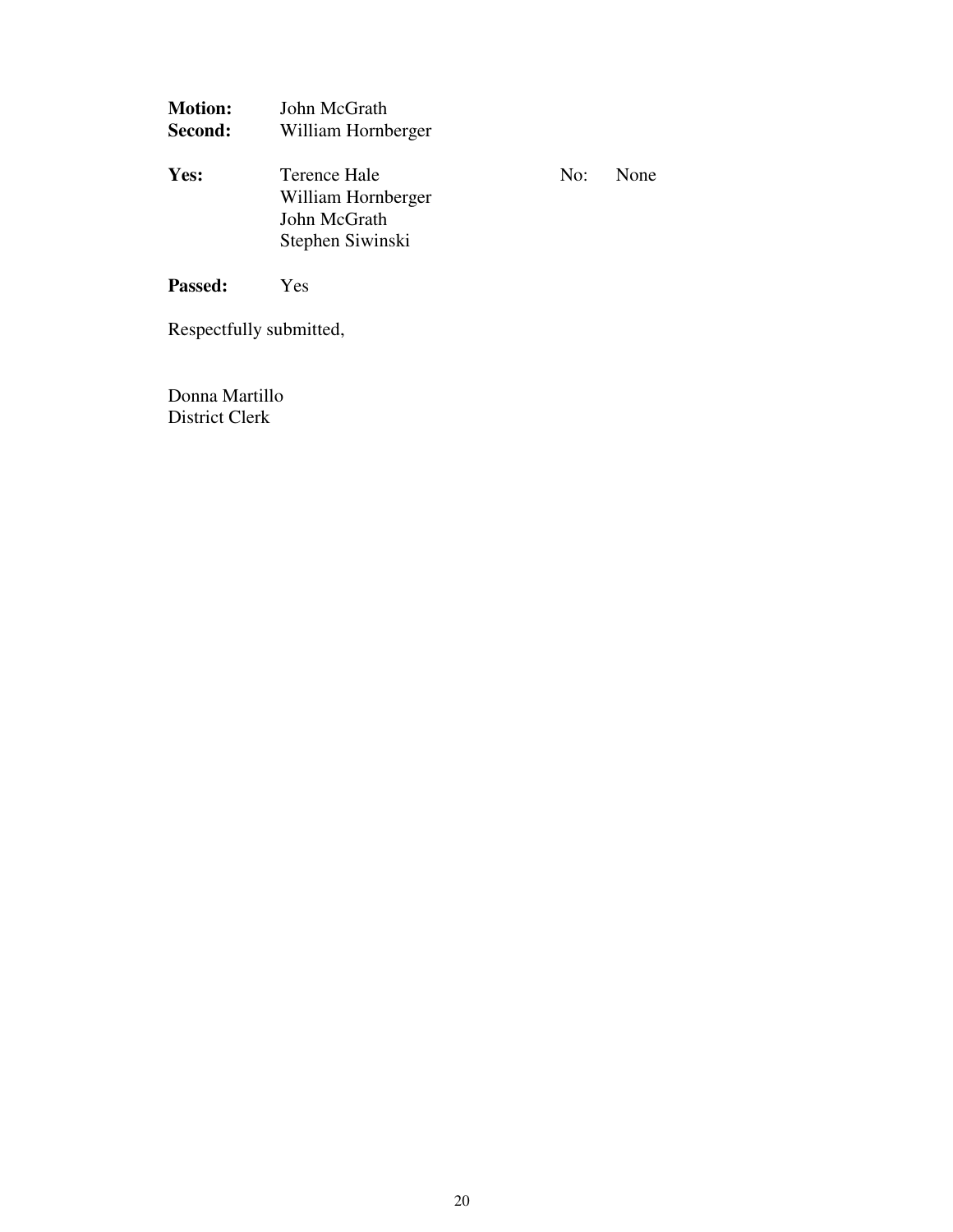**Motion:** John McGrath
**Second:** William Hornberger

**Yes:** Terence Hale
William Hornberger
John McGrath
Stephen Siwinski

No: None

**Passed:** Yes

Respectfully submitted,

Donna Martillo
District Clerk